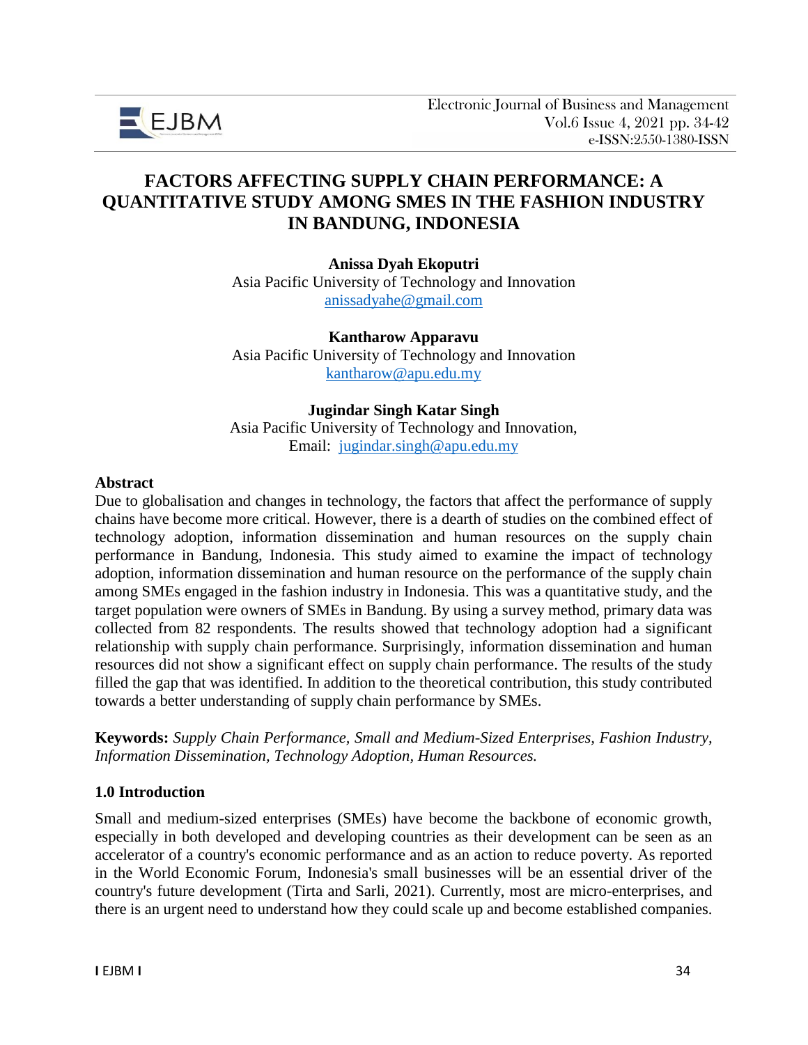# FACTORS AFFECTING SUPPLY CHAIN PERFORMANCE: A QUANTITATIVE STUDY AMONG SMES IN THE FASHION INDUSTRY IN BANDUNG, INDONESIA

**Anissa Dyah Ekoputri**
Asia Pacific University of Technology and Innovation
anissadyahe@gmail.com

**Kantharow Apparavu**
Asia Pacific University of Technology and Innovation
kantharow@apu.edu.my

**Jugindar Singh Katar Singh**
Asia Pacific University of Technology and Innovation,
Email: jugindar.singh@apu.edu.my

## Abstract

Due to globalisation and changes in technology, the factors that affect the performance of supply chains have become more critical. However, there is a dearth of studies on the combined effect of technology adoption, information dissemination and human resources on the supply chain performance in Bandung, Indonesia. This study aimed to examine the impact of technology adoption, information dissemination and human resource on the performance of the supply chain among SMEs engaged in the fashion industry in Indonesia. This was a quantitative study, and the target population were owners of SMEs in Bandung. By using a survey method, primary data was collected from 82 respondents. The results showed that technology adoption had a significant relationship with supply chain performance. Surprisingly, information dissemination and human resources did not show a significant effect on supply chain performance. The results of the study filled the gap that was identified. In addition to the theoretical contribution, this study contributed towards a better understanding of supply chain performance by SMEs.

**Keywords:** *Supply Chain Performance, Small and Medium-Sized Enterprises, Fashion Industry, Information Dissemination, Technology Adoption, Human Resources.*

## 1.0 Introduction

Small and medium-sized enterprises (SMEs) have become the backbone of economic growth, especially in both developed and developing countries as their development can be seen as an accelerator of a country's economic performance and as an action to reduce poverty. As reported in the World Economic Forum, Indonesia's small businesses will be an essential driver of the country's future development (Tirta and Sarli, 2021). Currently, most are micro-enterprises, and there is an urgent need to understand how they could scale up and become established companies.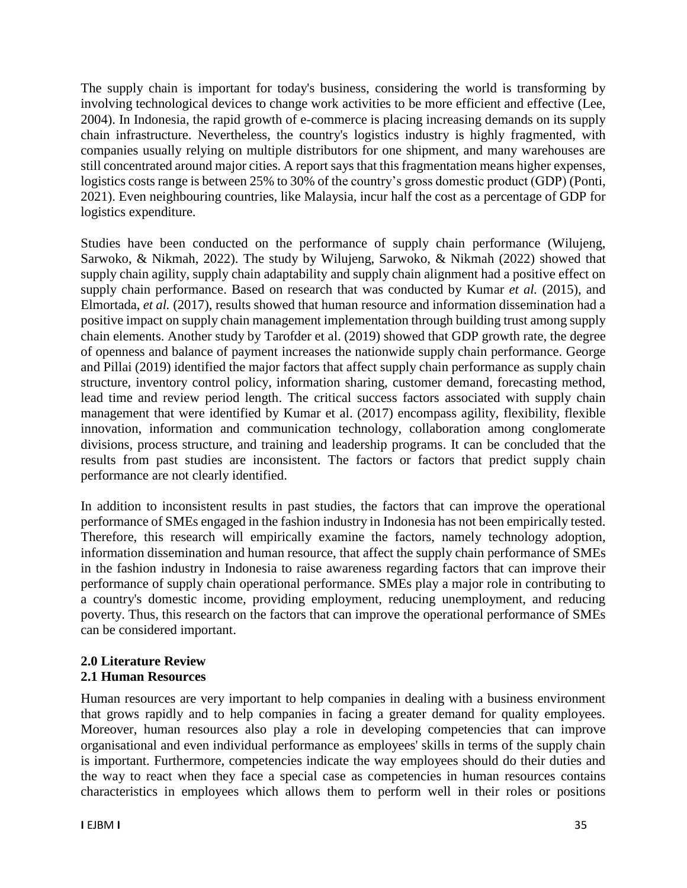The supply chain is important for today's business, considering the world is transforming by involving technological devices to change work activities to be more efficient and effective (Lee, 2004). In Indonesia, the rapid growth of e-commerce is placing increasing demands on its supply chain infrastructure. Nevertheless, the country's logistics industry is highly fragmented, with companies usually relying on multiple distributors for one shipment, and many warehouses are still concentrated around major cities. A report says that this fragmentation means higher expenses, logistics costs range is between 25% to 30% of the country's gross domestic product (GDP) (Ponti, 2021). Even neighbouring countries, like Malaysia, incur half the cost as a percentage of GDP for logistics expenditure.

Studies have been conducted on the performance of supply chain performance (Wilujeng, Sarwoko, & Nikmah, 2022). The study by Wilujeng, Sarwoko, & Nikmah (2022) showed that supply chain agility, supply chain adaptability and supply chain alignment had a positive effect on supply chain performance. Based on research that was conducted by Kumar *et al.* (2015), and Elmortada, *et al.* (2017), results showed that human resource and information dissemination had a positive impact on supply chain management implementation through building trust among supply chain elements. Another study by Tarofder et al. (2019) showed that GDP growth rate, the degree of openness and balance of payment increases the nationwide supply chain performance. George and Pillai (2019) identified the major factors that affect supply chain performance as supply chain structure, inventory control policy, information sharing, customer demand, forecasting method, lead time and review period length. The critical success factors associated with supply chain management that were identified by Kumar et al. (2017) encompass agility, flexibility, flexible innovation, information and communication technology, collaboration among conglomerate divisions, process structure, and training and leadership programs. It can be concluded that the results from past studies are inconsistent. The factors or factors that predict supply chain performance are not clearly identified.

In addition to inconsistent results in past studies, the factors that can improve the operational performance of SMEs engaged in the fashion industry in Indonesia has not been empirically tested. Therefore, this research will empirically examine the factors, namely technology adoption, information dissemination and human resource, that affect the supply chain performance of SMEs in the fashion industry in Indonesia to raise awareness regarding factors that can improve their performance of supply chain operational performance. SMEs play a major role in contributing to a country's domestic income, providing employment, reducing unemployment, and reducing poverty. Thus, this research on the factors that can improve the operational performance of SMEs can be considered important.

## 2.0 Literature Review

### 2.1 Human Resources

Human resources are very important to help companies in dealing with a business environment that grows rapidly and to help companies in facing a greater demand for quality employees. Moreover, human resources also play a role in developing competencies that can improve organisational and even individual performance as employees' skills in terms of the supply chain is important. Furthermore, competencies indicate the way employees should do their duties and the way to react when they face a special case as competencies in human resources contains characteristics in employees which allows them to perform well in their roles or positions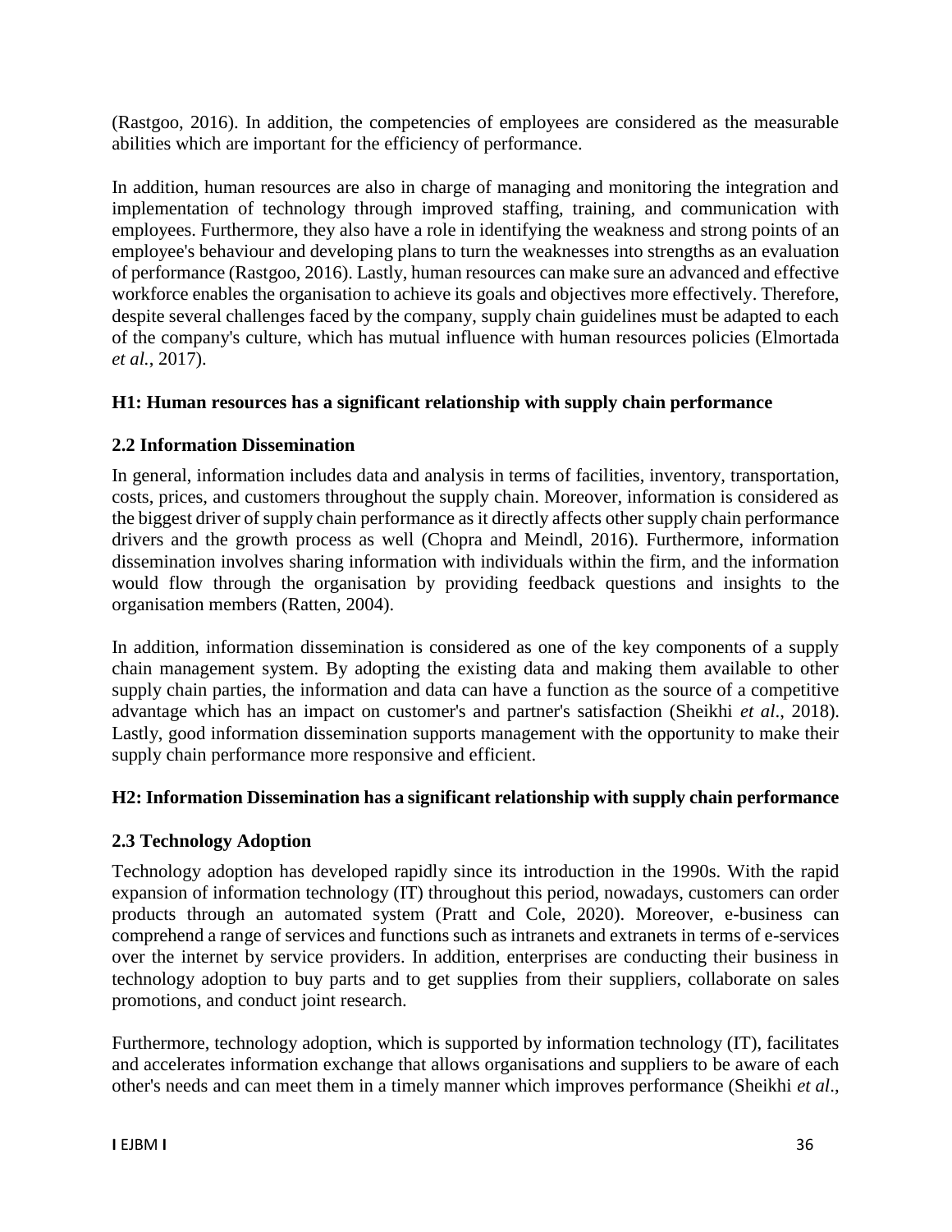(Rastgoo, 2016). In addition, the competencies of employees are considered as the measurable abilities which are important for the efficiency of performance.

In addition, human resources are also in charge of managing and monitoring the integration and implementation of technology through improved staffing, training, and communication with employees. Furthermore, they also have a role in identifying the weakness and strong points of an employee's behaviour and developing plans to turn the weaknesses into strengths as an evaluation of performance (Rastgoo, 2016). Lastly, human resources can make sure an advanced and effective workforce enables the organisation to achieve its goals and objectives more effectively. Therefore, despite several challenges faced by the company, supply chain guidelines must be adapted to each of the company's culture, which has mutual influence with human resources policies (Elmortada *et al.*, 2017).

**H1: Human resources has a significant relationship with supply chain performance**

### 2.2 Information Dissemination

In general, information includes data and analysis in terms of facilities, inventory, transportation, costs, prices, and customers throughout the supply chain. Moreover, information is considered as the biggest driver of supply chain performance as it directly affects other supply chain performance drivers and the growth process as well (Chopra and Meindl, 2016). Furthermore, information dissemination involves sharing information with individuals within the firm, and the information would flow through the organisation by providing feedback questions and insights to the organisation members (Ratten, 2004).

In addition, information dissemination is considered as one of the key components of a supply chain management system. By adopting the existing data and making them available to other supply chain parties, the information and data can have a function as the source of a competitive advantage which has an impact on customer's and partner's satisfaction (Sheikhi *et al*., 2018). Lastly, good information dissemination supports management with the opportunity to make their supply chain performance more responsive and efficient.

**H2: Information Dissemination has a significant relationship with supply chain performance**

### 2.3 Technology Adoption

Technology adoption has developed rapidly since its introduction in the 1990s. With the rapid expansion of information technology (IT) throughout this period, nowadays, customers can order products through an automated system (Pratt and Cole, 2020). Moreover, e-business can comprehend a range of services and functions such as intranets and extranets in terms of e-services over the internet by service providers. In addition, enterprises are conducting their business in technology adoption to buy parts and to get supplies from their suppliers, collaborate on sales promotions, and conduct joint research.

Furthermore, technology adoption, which is supported by information technology (IT), facilitates and accelerates information exchange that allows organisations and suppliers to be aware of each other's needs and can meet them in a timely manner which improves performance (Sheikhi *et al*.,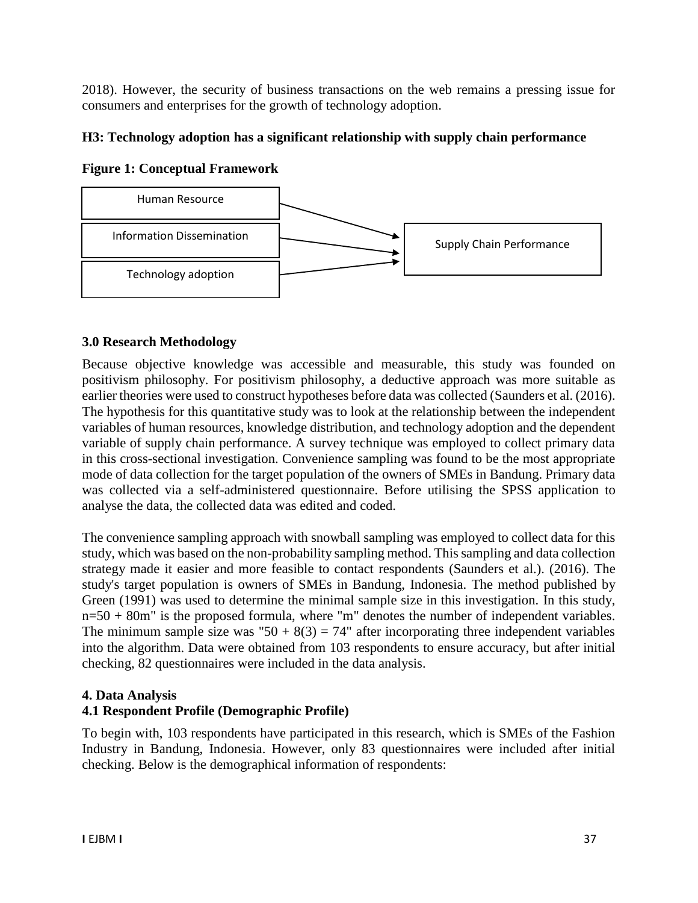2018). However, the security of business transactions on the web remains a pressing issue for consumers and enterprises for the growth of technology adoption.

**H3: Technology adoption has a significant relationship with supply chain performance**

**Figure 1: Conceptual Framework**

Human Resource

Information Dissemination

Technology adoption

Supply Chain Performance

### 3.0 Research Methodology

Because objective knowledge was accessible and measurable, this study was founded on positivism philosophy. For positivism philosophy, a deductive approach was more suitable as earlier theories were used to construct hypotheses before data was collected (Saunders et al. (2016). The hypothesis for this quantitative study was to look at the relationship between the independent variables of human resources, knowledge distribution, and technology adoption and the dependent variable of supply chain performance. A survey technique was employed to collect primary data in this cross-sectional investigation. Convenience sampling was found to be the most appropriate mode of data collection for the target population of the owners of SMEs in Bandung. Primary data was collected via a self-administered questionnaire. Before utilising the SPSS application to analyse the data, the collected data was edited and coded.

The convenience sampling approach with snowball sampling was employed to collect data for this study, which was based on the non-probability sampling method. This sampling and data collection strategy made it easier and more feasible to contact respondents (Saunders et al.). (2016). The study's target population is owners of SMEs in Bandung, Indonesia. The method published by Green (1991) was used to determine the minimal sample size in this investigation. In this study, n=50 + 80m" is the proposed formula, where "m" denotes the number of independent variables. The minimum sample size was "50 + 8(3) = 74" after incorporating three independent variables into the algorithm. Data were obtained from 103 respondents to ensure accuracy, but after initial checking, 82 questionnaires were included in the data analysis.

### 4. Data Analysis

#### 4.1 Respondent Profile (Demographic Profile)

To begin with, 103 respondents have participated in this research, which is SMEs of the Fashion Industry in Bandung, Indonesia. However, only 83 questionnaires were included after initial checking. Below is the demographical information of respondents: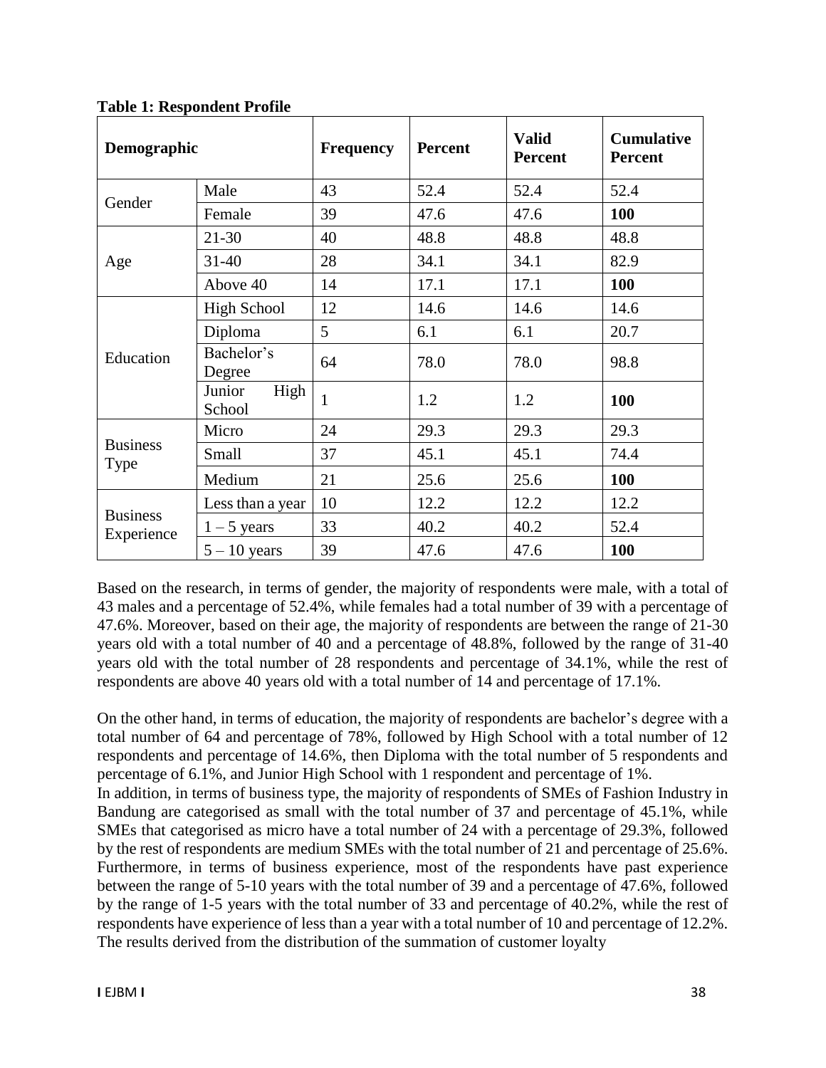**Table 1: Respondent Profile**

| Demographic | | Frequency | Percent | Valid Percent | Cumulative Percent |
|---|---|---|---|---|---|
| Gender | Male | 43 | 52.4 | 52.4 | 52.4 |
| | Female | 39 | 47.6 | 47.6 | **100** |
| Age | 21-30 | 40 | 48.8 | 48.8 | 48.8 |
| | 31-40 | 28 | 34.1 | 34.1 | 82.9 |
| | Above 40 | 14 | 17.1 | 17.1 | **100** |
| Education | High School | 12 | 14.6 | 14.6 | 14.6 |
| | Diploma | 5 | 6.1 | 6.1 | 20.7 |
| | Bachelor's Degree | 64 | 78.0 | 78.0 | 98.8 |
| | Junior High School | 1 | 1.2 | 1.2 | **100** |
| Business Type | Micro | 24 | 29.3 | 29.3 | 29.3 |
| | Small | 37 | 45.1 | 45.1 | 74.4 |
| | Medium | 21 | 25.6 | 25.6 | **100** |
| Business Experience | Less than a year | 10 | 12.2 | 12.2 | 12.2 |
| | 1 – 5 years | 33 | 40.2 | 40.2 | 52.4 |
| | 5 – 10 years | 39 | 47.6 | 47.6 | **100** |

Based on the research, in terms of gender, the majority of respondents were male, with a total of 43 males and a percentage of 52.4%, while females had a total number of 39 with a percentage of 47.6%. Moreover, based on their age, the majority of respondents are between the range of 21-30 years old with a total number of 40 and a percentage of 48.8%, followed by the range of 31-40 years old with the total number of 28 respondents and percentage of 34.1%, while the rest of respondents are above 40 years old with a total number of 14 and percentage of 17.1%.

On the other hand, in terms of education, the majority of respondents are bachelor's degree with a total number of 64 and percentage of 78%, followed by High School with a total number of 12 respondents and percentage of 14.6%, then Diploma with the total number of 5 respondents and percentage of 6.1%, and Junior High School with 1 respondent and percentage of 1%.

In addition, in terms of business type, the majority of respondents of SMEs of Fashion Industry in Bandung are categorised as small with the total number of 37 and percentage of 45.1%, while SMEs that categorised as micro have a total number of 24 with a percentage of 29.3%, followed by the rest of respondents are medium SMEs with the total number of 21 and percentage of 25.6%. Furthermore, in terms of business experience, most of the respondents have past experience between the range of 5-10 years with the total number of 39 and a percentage of 47.6%, followed by the range of 1-5 years with the total number of 33 and percentage of 40.2%, while the rest of respondents have experience of less than a year with a total number of 10 and percentage of 12.2%.

The results derived from the distribution of the summation of customer loyalty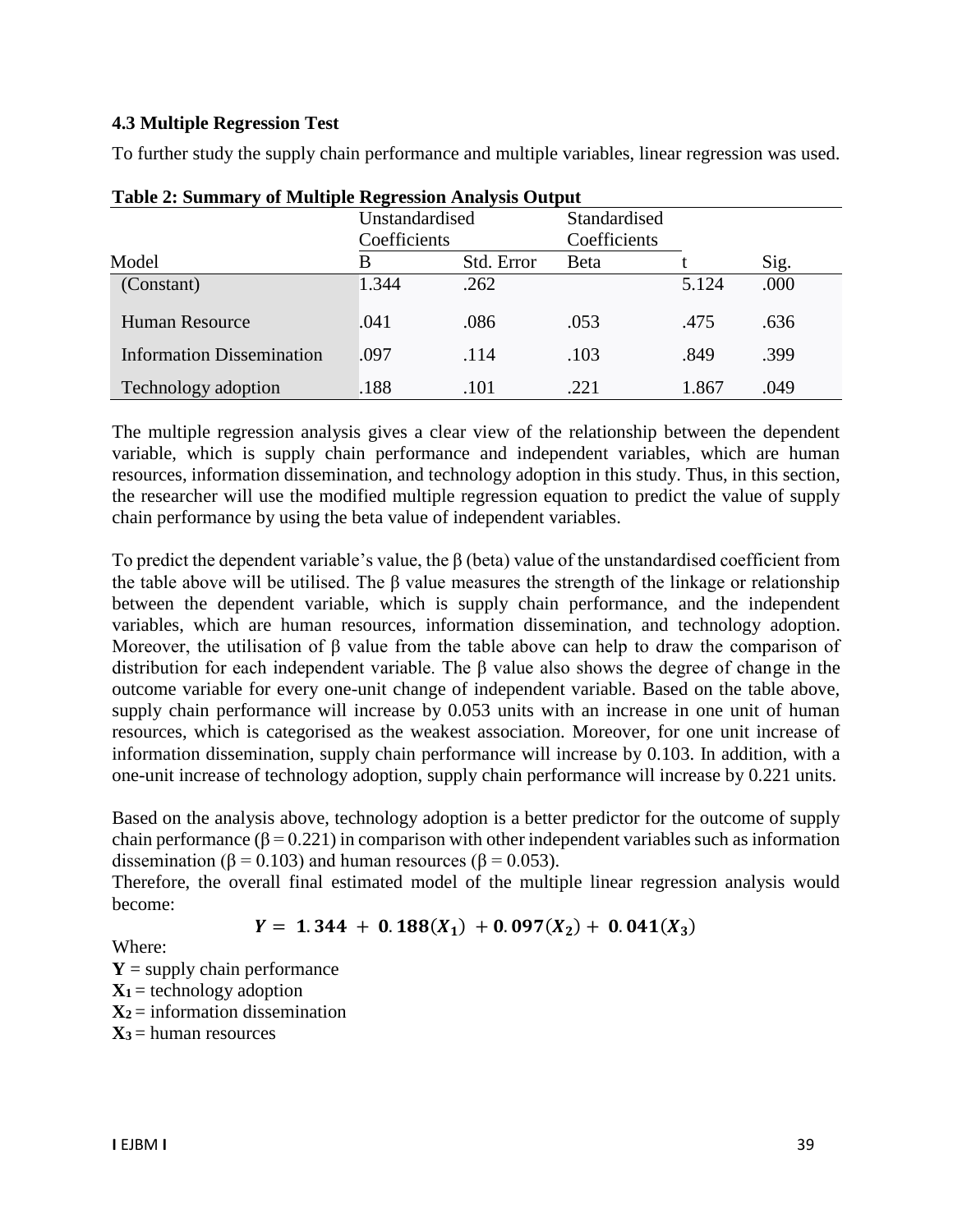### 4.3 Multiple Regression Test

To further study the supply chain performance and multiple variables, linear regression was used.

**Table 2: Summary of Multiple Regression Analysis Output**

| Model | Unstandardised Coefficients | | Standardised Coefficients | | |
|---|---|---|---|---|---|
| | B | Std. Error | Beta | t | Sig. |
| (Constant) | 1.344 | .262 | | 5.124 | .000 |
| Human Resource | .041 | .086 | .053 | .475 | .636 |
| Information Dissemination | .097 | .114 | .103 | .849 | .399 |
| Technology adoption | .188 | .101 | .221 | 1.867 | .049 |

The multiple regression analysis gives a clear view of the relationship between the dependent variable, which is supply chain performance and independent variables, which are human resources, information dissemination, and technology adoption in this study. Thus, in this section, the researcher will use the modified multiple regression equation to predict the value of supply chain performance by using the beta value of independent variables.

To predict the dependent variable's value, the β (beta) value of the unstandardised coefficient from the table above will be utilised. The β value measures the strength of the linkage or relationship between the dependent variable, which is supply chain performance, and the independent variables, which are human resources, information dissemination, and technology adoption. Moreover, the utilisation of β value from the table above can help to draw the comparison of distribution for each independent variable. The β value also shows the degree of change in the outcome variable for every one-unit change of independent variable. Based on the table above, supply chain performance will increase by 0.053 units with an increase in one unit of human resources, which is categorised as the weakest association. Moreover, for one unit increase of information dissemination, supply chain performance will increase by 0.103. In addition, with a one-unit increase of technology adoption, supply chain performance will increase by 0.221 units.

Based on the analysis above, technology adoption is a better predictor for the outcome of supply chain performance ($\beta = 0.221$) in comparison with other independent variables such as information dissemination ($\beta = 0.103$) and human resources ($\beta = 0.053$).

Therefore, the overall final estimated model of the multiple linear regression analysis would become:

$$\boldsymbol{Y = 1.344 + 0.188(X_1) + 0.097(X_2) + 0.041(X_3)}$$

Where:

**Y** = supply chain performance
$\mathbf{X_1}$ = technology adoption
$\mathbf{X_2}$ = information dissemination
$\mathbf{X_3}$ = human resources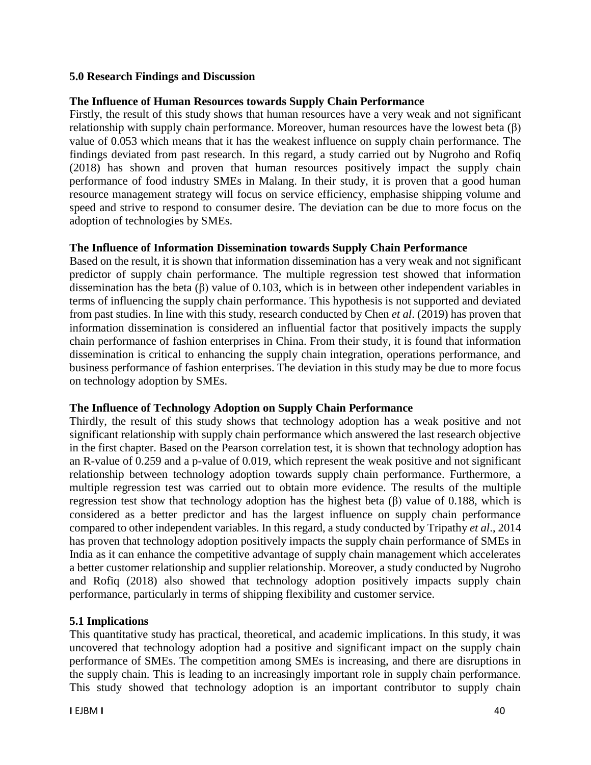## 5.0 Research Findings and Discussion

### The Influence of Human Resources towards Supply Chain Performance

Firstly, the result of this study shows that human resources have a very weak and not significant relationship with supply chain performance. Moreover, human resources have the lowest beta (β) value of 0.053 which means that it has the weakest influence on supply chain performance. The findings deviated from past research. In this regard, a study carried out by Nugroho and Rofiq (2018) has shown and proven that human resources positively impact the supply chain performance of food industry SMEs in Malang. In their study, it is proven that a good human resource management strategy will focus on service efficiency, emphasise shipping volume and speed and strive to respond to consumer desire. The deviation can be due to more focus on the adoption of technologies by SMEs.

### The Influence of Information Dissemination towards Supply Chain Performance

Based on the result, it is shown that information dissemination has a very weak and not significant predictor of supply chain performance. The multiple regression test showed that information dissemination has the beta (β) value of 0.103, which is in between other independent variables in terms of influencing the supply chain performance. This hypothesis is not supported and deviated from past studies. In line with this study, research conducted by Chen *et al*. (2019) has proven that information dissemination is considered an influential factor that positively impacts the supply chain performance of fashion enterprises in China. From their study, it is found that information dissemination is critical to enhancing the supply chain integration, operations performance, and business performance of fashion enterprises. The deviation in this study may be due to more focus on technology adoption by SMEs.

### The Influence of Technology Adoption on Supply Chain Performance

Thirdly, the result of this study shows that technology adoption has a weak positive and not significant relationship with supply chain performance which answered the last research objective in the first chapter. Based on the Pearson correlation test, it is shown that technology adoption has an R-value of 0.259 and a p-value of 0.019, which represent the weak positive and not significant relationship between technology adoption towards supply chain performance. Furthermore, a multiple regression test was carried out to obtain more evidence. The results of the multiple regression test show that technology adoption has the highest beta (β) value of 0.188, which is considered as a better predictor and has the largest influence on supply chain performance compared to other independent variables. In this regard, a study conducted by Tripathy *et al*., 2014 has proven that technology adoption positively impacts the supply chain performance of SMEs in India as it can enhance the competitive advantage of supply chain management which accelerates a better customer relationship and supplier relationship. Moreover, a study conducted by Nugroho and Rofiq (2018) also showed that technology adoption positively impacts supply chain performance, particularly in terms of shipping flexibility and customer service.

## 5.1 Implications

This quantitative study has practical, theoretical, and academic implications. In this study, it was uncovered that technology adoption had a positive and significant impact on the supply chain performance of SMEs. The competition among SMEs is increasing, and there are disruptions in the supply chain. This is leading to an increasingly important role in supply chain performance. This study showed that technology adoption is an important contributor to supply chain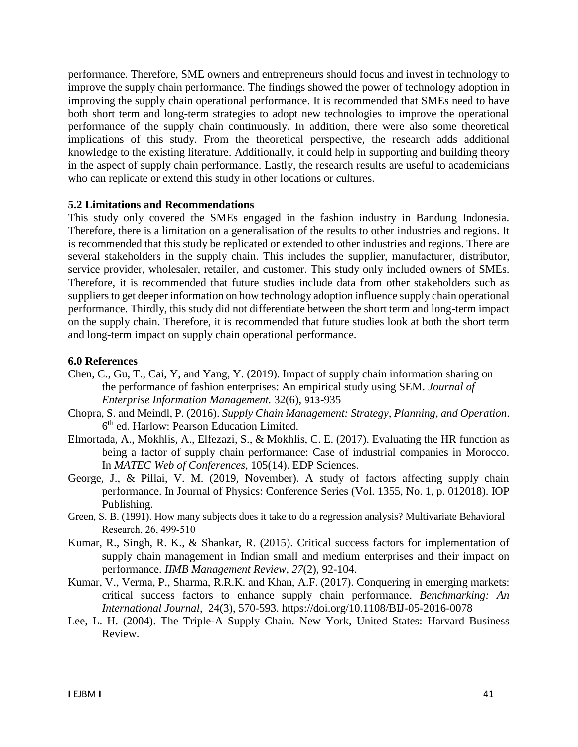performance. Therefore, SME owners and entrepreneurs should focus and invest in technology to improve the supply chain performance. The findings showed the power of technology adoption in improving the supply chain operational performance. It is recommended that SMEs need to have both short term and long-term strategies to adopt new technologies to improve the operational performance of the supply chain continuously. In addition, there were also some theoretical implications of this study. From the theoretical perspective, the research adds additional knowledge to the existing literature. Additionally, it could help in supporting and building theory in the aspect of supply chain performance. Lastly, the research results are useful to academicians who can replicate or extend this study in other locations or cultures.

### 5.2 Limitations and Recommendations

This study only covered the SMEs engaged in the fashion industry in Bandung Indonesia. Therefore, there is a limitation on a generalisation of the results to other industries and regions. It is recommended that this study be replicated or extended to other industries and regions. There are several stakeholders in the supply chain. This includes the supplier, manufacturer, distributor, service provider, wholesaler, retailer, and customer. This study only included owners of SMEs. Therefore, it is recommended that future studies include data from other stakeholders such as suppliers to get deeper information on how technology adoption influence supply chain operational performance. Thirdly, this study did not differentiate between the short term and long-term impact on the supply chain. Therefore, it is recommended that future studies look at both the short term and long-term impact on supply chain operational performance.

## 6.0 References

Chen, C., Gu, T., Cai, Y, and Yang, Y. (2019). Impact of supply chain information sharing on the performance of fashion enterprises: An empirical study using SEM. *Journal of Enterprise Information Management.* 32(6), 913-935

Chopra, S. and Meindl, P. (2016). *Supply Chain Management: Strategy, Planning, and Operation*. 6th ed. Harlow: Pearson Education Limited.

Elmortada, A., Mokhlis, A., Elfezazi, S., & Mokhlis, C. E. (2017). Evaluating the HR function as being a factor of supply chain performance: Case of industrial companies in Morocco. In *MATEC Web of Conferences,* 105(14). EDP Sciences.

George, J., & Pillai, V. M. (2019, November). A study of factors affecting supply chain performance. In Journal of Physics: Conference Series (Vol. 1355, No. 1, p. 012018). IOP Publishing.

Green, S. B. (1991). How many subjects does it take to do a regression analysis? Multivariate Behavioral Research, 26, 499-510

Kumar, R., Singh, R. K., & Shankar, R. (2015). Critical success factors for implementation of supply chain management in Indian small and medium enterprises and their impact on performance. *IIMB Management Review*, *27*(2), 92-104.

Kumar, V., Verma, P., Sharma, R.R.K. and Khan, A.F. (2017). Conquering in emerging markets: critical success factors to enhance supply chain performance. *Benchmarking: An International Journal*, 24(3), 570-593. https://doi.org/10.1108/BIJ-05-2016-0078

Lee, L. H. (2004). The Triple-A Supply Chain. New York, United States: Harvard Business Review.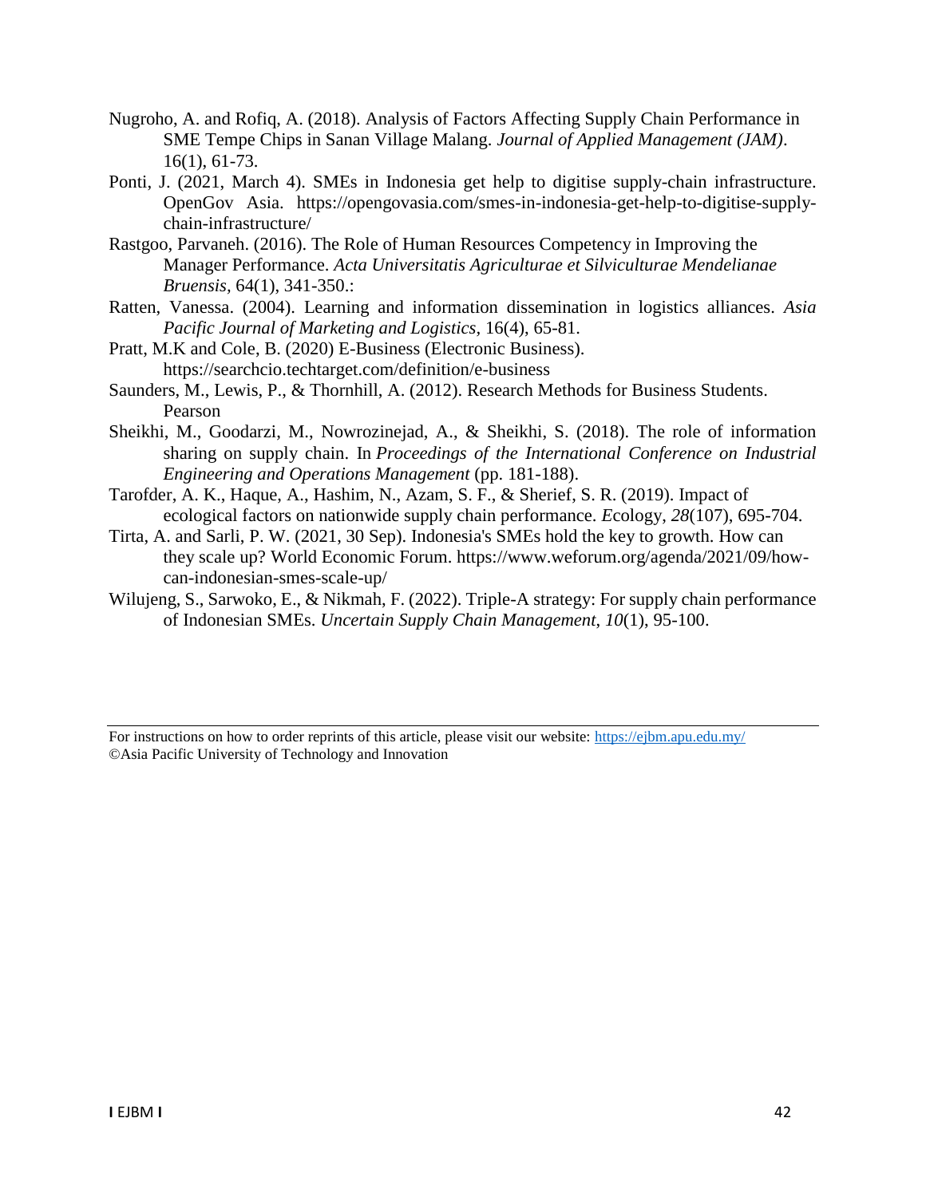Nugroho, A. and Rofiq, A. (2018). Analysis of Factors Affecting Supply Chain Performance in SME Tempe Chips in Sanan Village Malang. *Journal of Applied Management (JAM)*. 16(1), 61-73.

Ponti, J. (2021, March 4). SMEs in Indonesia get help to digitise supply-chain infrastructure. OpenGov Asia. https://opengovasia.com/smes-in-indonesia-get-help-to-digitise-supply-chain-infrastructure/

Rastgoo, Parvaneh. (2016). The Role of Human Resources Competency in Improving the Manager Performance. *Acta Universitatis Agriculturae et Silviculturae Mendelianae Bruensis,* 64(1), 341-350.:

Ratten, Vanessa. (2004). Learning and information dissemination in logistics alliances. *Asia Pacific Journal of Marketing and Logistics,* 16(4), 65-81.

Pratt, M.K and Cole, B. (2020) E-Business (Electronic Business). https://searchcio.techtarget.com/definition/e-business

Saunders, M., Lewis, P., & Thornhill, A. (2012). Research Methods for Business Students. Pearson

Sheikhi, M., Goodarzi, M., Nowrozinejad, A., & Sheikhi, S. (2018). The role of information sharing on supply chain. In *Proceedings of the International Conference on Industrial Engineering and Operations Management* (pp. 181-188).

Tarofder, A. K., Haque, A., Hashim, N., Azam, S. F., & Sherief, S. R. (2019). Impact of ecological factors on nationwide supply chain performance. *E*cology, *28*(107), 695-704.

Tirta, A. and Sarli, P. W. (2021, 30 Sep). Indonesia's SMEs hold the key to growth. How can they scale up? World Economic Forum. https://www.weforum.org/agenda/2021/09/how-can-indonesian-smes-scale-up/

Wilujeng, S., Sarwoko, E., & Nikmah, F. (2022). Triple-A strategy: For supply chain performance of Indonesian SMEs. *Uncertain Supply Chain Management*, *10*(1), 95-100.

For instructions on how to order reprints of this article, please visit our website: https://ejbm.apu.edu.my/
©Asia Pacific University of Technology and Innovation